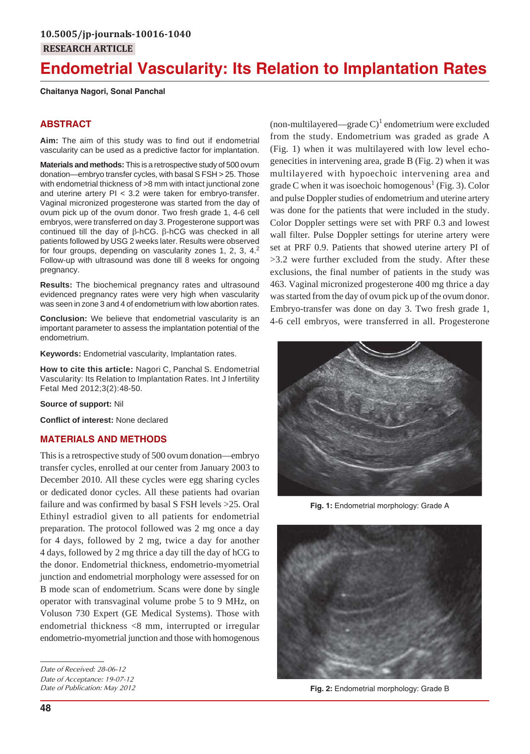10.5005/jp-journals-10016-1040

RESEARCH ARTICLE

# Endometrial Vascularity: Its Relation to Implantation Rates

**Chaitanya Nagori, Sonal Panchal**

## ABSTRACT

**Aim:** The aim of this study was to find out if endometrial vascularity can be used as a predictive factor for implantation.

**Materials and methods:** This is a retrospective study of 500 ovum donation—embryo transfer cycles, with basal S FSH > 25. Those with endometrial thickness of >8 mm with intact junctional zone and uterine artery PI < 3.2 were taken for embryo-transfer. Vaginal micronized progesterone was started from the day of ovum pick up of the ovum donor. Two fresh grade 1, 4-6 cell embryos, were transferred on day 3. Progesterone support was continued till the day of β-hCG. β-hCG was checked in all patients followed by USG 2 weeks later. Results were observed for four groups, depending on vascularity zones 1, 2, 3, 4.[2] Follow-up with ultrasound was done till 8 weeks for ongoing pregnancy.

**Results:** The biochemical pregnancy rates and ultrasound evidenced pregnancy rates were very high when vascularity was seen in zone 3 and 4 of endometrium with low abortion rates.

**Conclusion:** We believe that endometrial vascularity is an important parameter to assess the implantation potential of the endometrium.

**Keywords:** Endometrial vascularity, Implantation rates.

**How to cite this article:** Nagori C, Panchal S. Endometrial Vascularity: Its Relation to Implantation Rates. Int J Infertility Fetal Med 2012;3(2):48-50.

**Source of support:** Nil

**Conflict of interest:** None declared

## MATERIALS AND METHODS

This is a retrospective study of 500 ovum donation—embryo transfer cycles, enrolled at our center from January 2003 to December 2010. All these cycles were egg sharing cycles or dedicated donor cycles. All these patients had ovarian failure and was confirmed by basal S FSH levels >25. Oral Ethinyl estradiol given to all patients for endometrial preparation. The protocol followed was 2 mg once a day for 4 days, followed by 2 mg, twice a day for another 4 days, followed by 2 mg thrice a day till the day of hCG to the donor. Endometrial thickness, endometrio-myometrial junction and endometrial morphology were assessed for on B mode scan of endometrium. Scans were done by single operator with transvaginal volume probe 5 to 9 MHz, on Voluson 730 Expert (GE Medical Systems). Those with endometrial thickness <8 mm, interrupted or irregular endometrio-myometrial junction and those with homogenous (non-multilayered—grade C)[1] endometrium were excluded from the study. Endometrium was graded as grade A (Fig. 1) when it was multilayered with low level echogenecities in intervening area, grade B (Fig. 2) when it was multilayered with hypoechoic intervening area and grade C when it was isoechoic homogenous[1] (Fig. 3). Color and pulse Doppler studies of endometrium and uterine artery was done for the patients that were included in the study. Color Doppler settings were set with PRF 0.3 and lowest wall filter. Pulse Doppler settings for uterine artery were set at PRF 0.9. Patients that showed uterine artery PI of >3.2 were further excluded from the study. After these exclusions, the final number of patients in the study was 463. Vaginal micronized progesterone 400 mg thrice a day was started from the day of ovum pick up of the ovum donor. Embryo-transfer was done on day 3. Two fresh grade 1, 4-6 cell embryos, were transferred in all. Progesterone

**Fig. 1:** Endometrial morphology: Grade A

**Fig. 2:** Endometrial morphology: Grade B

*Date of Received: 28-06-12*
*Date of Acceptance: 19-07-12*
*Date of Publication: May 2012*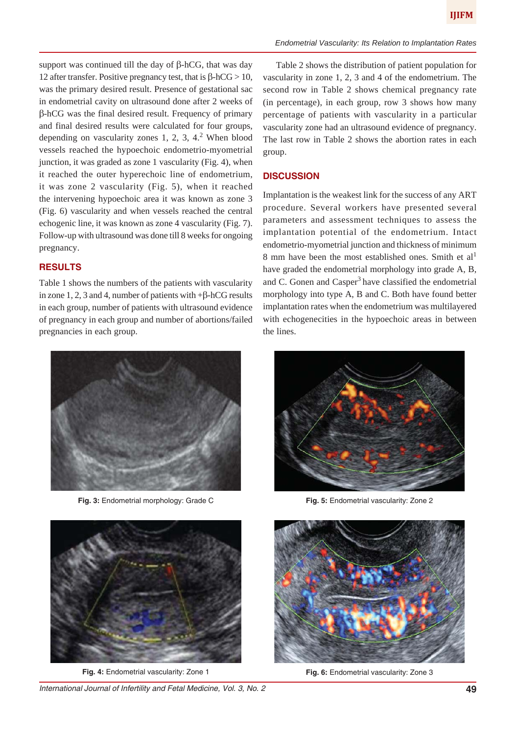support was continued till the day of β-hCG, that was day 12 after transfer. Positive pregnancy test, that is β-hCG > 10, was the primary desired result. Presence of gestational sac in endometrial cavity on ultrasound done after 2 weeks of β-hCG was the final desired result. Frequency of primary and final desired results were calculated for four groups, depending on vascularity zones 1, 2, 3, 4.[2] When blood vessels reached the hypoechoic endometrio-myometrial junction, it was graded as zone 1 vascularity (Fig. 4), when it reached the outer hyperechoic line of endometrium, it was zone 2 vascularity (Fig. 5), when it reached the intervening hypoechoic area it was known as zone 3 (Fig. 6) vascularity and when vessels reached the central echogenic line, it was known as zone 4 vascularity (Fig. 7). Follow-up with ultrasound was done till 8 weeks for ongoing pregnancy.

## RESULTS

Table 1 shows the numbers of the patients with vascularity in zone 1, 2, 3 and 4, number of patients with +β-hCG results in each group, number of patients with ultrasound evidence of pregnancy in each group and number of abortions/failed pregnancies in each group.

Table 2 shows the distribution of patient population for vascularity in zone 1, 2, 3 and 4 of the endometrium. The second row in Table 2 shows chemical pregnancy rate (in percentage), in each group, row 3 shows how many percentage of patients with vascularity in a particular vascularity zone had an ultrasound evidence of pregnancy. The last row in Table 2 shows the abortion rates in each group.

## DISCUSSION

Implantation is the weakest link for the success of any ART procedure. Several workers have presented several parameters and assessment techniques to assess the implantation potential of the endometrium. Intact endometrio-myometrial junction and thickness of minimum 8 mm have been the most established ones. Smith et al[1] have graded the endometrial morphology into grade A, B, and C. Gonen and Casper[3] have classified the endometrial morphology into type A, B and C. Both have found better implantation rates when the endometrium was multilayered with echogenecities in the hypoechoic areas in between the lines.

**Fig. 3:** Endometrial morphology: Grade C

**Fig. 5:** Endometrial vascularity: Zone 2

**Fig. 4:** Endometrial vascularity: Zone 1

**Fig. 6:** Endometrial vascularity: Zone 3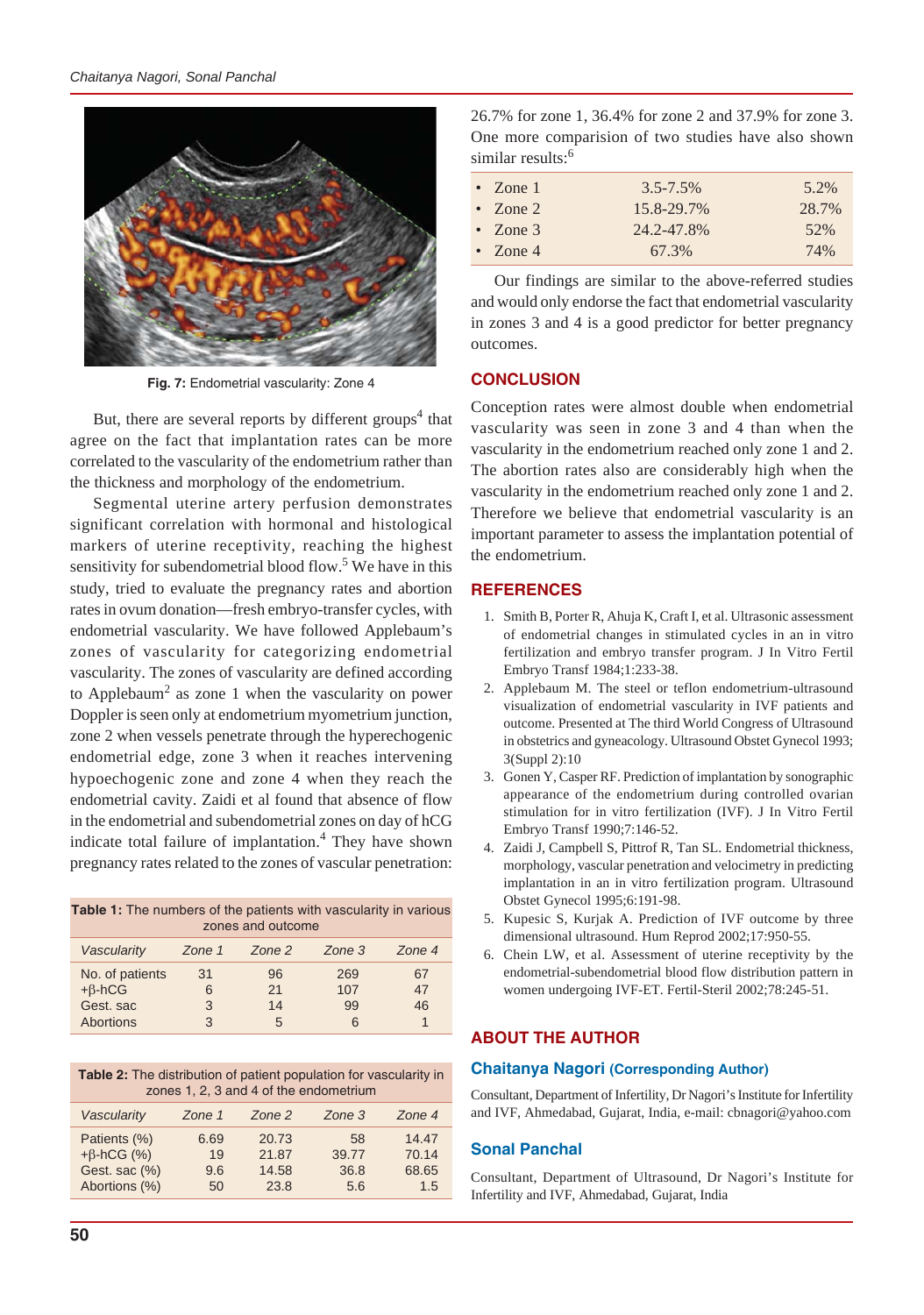Fig. 7: Endometrial vascularity: Zone 4

But, there are several reports by different groups[4] that agree on the fact that implantation rates can be more correlated to the vascularity of the endometrium rather than the thickness and morphology of the endometrium.

Segmental uterine artery perfusion demonstrates significant correlation with hormonal and histological markers of uterine receptivity, reaching the highest sensitivity for subendometrial blood flow.[5] We have in this study, tried to evaluate the pregnancy rates and abortion rates in ovum donation—fresh embryo-transfer cycles, with endometrial vascularity. We have followed Applebaum's zones of vascularity for categorizing endometrial vascularity. The zones of vascularity are defined according to Applebaum[2] as zone 1 when the vascularity on power Doppler is seen only at endometrium myometrium junction, zone 2 when vessels penetrate through the hyperechogenic endometrial edge, zone 3 when it reaches intervening hypoechogenic zone and zone 4 when they reach the endometrial cavity. Zaidi et al found that absence of flow in the endometrial and subendometrial zones on day of hCG indicate total failure of implantation.[4] They have shown pregnancy rates related to the zones of vascular penetration:

**Table 1:** The numbers of the patients with vascularity in various zones and outcome

| *Vascularity* | *Zone 1* | *Zone 2* | *Zone 3* | *Zone 4* |
|---|---|---|---|---|
| No. of patients | 31 | 96 | 269 | 67 |
| +β-hCG | 6 | 21 | 107 | 47 |
| Gest. sac | 3 | 14 | 99 | 46 |
| Abortions | 3 | 5 | 6 | 1 |

**Table 2:** The distribution of patient population for vascularity in zones 1, 2, 3 and 4 of the endometrium

| *Vascularity* | *Zone 1* | *Zone 2* | *Zone 3* | *Zone 4* |
|---|---|---|---|---|
| Patients (%) | 6.69 | 20.73 | 58 | 14.47 |
| +β-hCG (%) | 19 | 21.87 | 39.77 | 70.14 |
| Gest. sac (%) | 9.6 | 14.58 | 36.8 | 68.65 |
| Abortions (%) | 50 | 23.8 | 5.6 | 1.5 |

26.7% for zone 1, 36.4% for zone 2 and 37.9% for zone 3. One more comparision of two studies have also shown similar results:[6]

| | | |
|---|---|---|
| • Zone 1 | 3.5-7.5% | 5.2% |
| • Zone 2 | 15.8-29.7% | 28.7% |
| • Zone 3 | 24.2-47.8% | 52% |
| • Zone 4 | 67.3% | 74% |

Our findings are similar to the above-referred studies and would only endorse the fact that endometrial vascularity in zones 3 and 4 is a good predictor for better pregnancy outcomes.

## CONCLUSION

Conception rates were almost double when endometrial vascularity was seen in zone 3 and 4 than when the vascularity in the endometrium reached only zone 1 and 2. The abortion rates also are considerably high when the vascularity in the endometrium reached only zone 1 and 2. Therefore we believe that endometrial vascularity is an important parameter to assess the implantation potential of the endometrium.

## REFERENCES

1. Smith B, Porter R, Ahuja K, Craft I, et al. Ultrasonic assessment of endometrial changes in stimulated cycles in an in vitro fertilization and embryo transfer program. J In Vitro Fertil Embryo Transf 1984;1:233-38.
2. Applebaum M. The steel or teflon endometrium-ultrasound visualization of endometrial vascularity in IVF patients and outcome. Presented at The third World Congress of Ultrasound in obstetrics and gyneacology. Ultrasound Obstet Gynecol 1993; 3(Suppl 2):10
3. Gonen Y, Casper RF. Prediction of implantation by sonographic appearance of the endometrium during controlled ovarian stimulation for in vitro fertilization (IVF). J In Vitro Fertil Embryo Transf 1990;7:146-52.
4. Zaidi J, Campbell S, Pittrof R, Tan SL. Endometrial thickness, morphology, vascular penetration and velocimetry in predicting implantation in an in vitro fertilization program. Ultrasound Obstet Gynecol 1995;6:191-98.
5. Kupesic S, Kurjak A. Prediction of IVF outcome by three dimensional ultrasound. Hum Reprod 2002;17:950-55.
6. Chein LW, et al. Assessment of uterine receptivity by the endometrial-subendometrial blood flow distribution pattern in women undergoing IVF-ET. Fertil-Steril 2002;78:245-51.

## ABOUT THE AUTHOR

### Chaitanya Nagori (Corresponding Author)

Consultant, Department of Infertility, Dr Nagori's Institute for Infertility and IVF, Ahmedabad, Gujarat, India, e-mail: cbnagori@yahoo.com

### Sonal Panchal

Consultant, Department of Ultrasound, Dr Nagori's Institute for Infertility and IVF, Ahmedabad, Gujarat, India